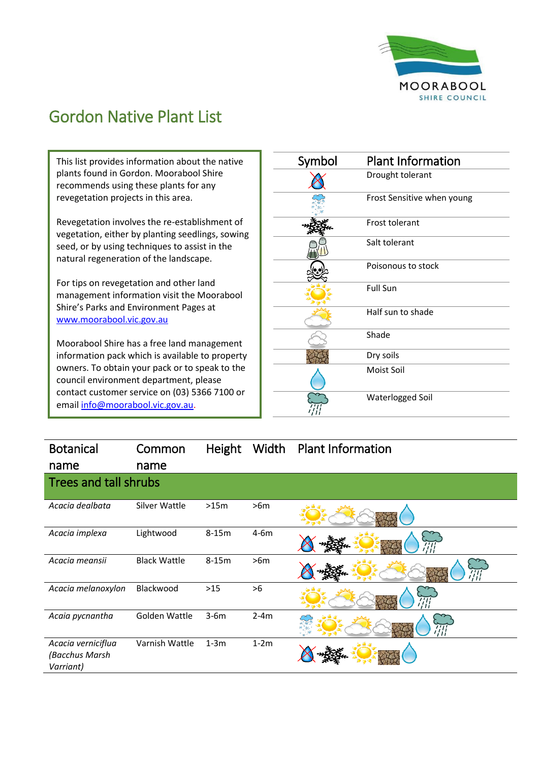MOORABOOL SHIRE COUNCIL

# Gordon Native Plant List

This list provides information about the native plants found in Gordon. Moorabool Shire recommends using these plants for any revegetation projects in this area.

Revegetation involves the re-establishment of vegetation, either by planting seedlings, sowing seed, or by using techniques to assist in the natural regeneration of the landscape.

For tips on revegetation and other land management information visit the Moorabool Shire's Parks and Environment Pages at [www.moorabool.vic.gov.au](http://www.moorabool.vic.gov.au)

Moorabool Shire has a free land management information pack which is available to property owners. To obtain your pack or to speak to the council environment department, please contact customer service on (03) 5366 7100 or email [info@moorabool.vic.gov.au](mailto:info@moorabool.vic.gov.au).

| Symbol | Plant Information |
|---|---|
| | Drought tolerant |
| | Frost Sensitive when young |
| | Frost tolerant |
| | Salt tolerant |
| | Poisonous to stock |
| | Full Sun |
| | Half sun to shade |
| | Shade |
| | Dry soils |
| | Moist Soil |
| | Waterlogged Soil |

| Botanical name | Common name | Height | Width | Plant Information |
|---|---|---|---|---|
| **Trees and tall shrubs** | | | | |
| *Acacia dealbata* | Silver Wattle | >15m | >6m | Full Sun, Half sun to shade, Shade, Dry soils, Moist Soil |
| *Acacia implexa* | Lightwood | 8-15m | 4-6m | Drought tolerant, Frost tolerant, Full Sun, Dry soils, Moist Soil, Waterlogged Soil |
| *Acacia meansii* | Black Wattle | 8-15m | >6m | Drought tolerant, Frost tolerant, Full Sun, Half sun to shade, Shade, Dry soils, Moist Soil, Waterlogged Soil |
| *Acacia melanoxylon* | Blackwood | >15 | >6 | Full Sun, Half sun to shade, Shade, Dry soils, Moist Soil, Waterlogged Soil |
| *Acaia pycnantha* | Golden Wattle | 3-6m | 2-4m | Frost Sensitive when young, Full Sun, Half sun to shade, Shade, Dry soils, Moist Soil, Waterlogged Soil |
| *Acacia verniciflua (Bacchus Marsh Varriant)* | Varnish Wattle | 1-3m | 1-2m | Drought tolerant, Frost tolerant, Full Sun, Dry soils, Moist Soil |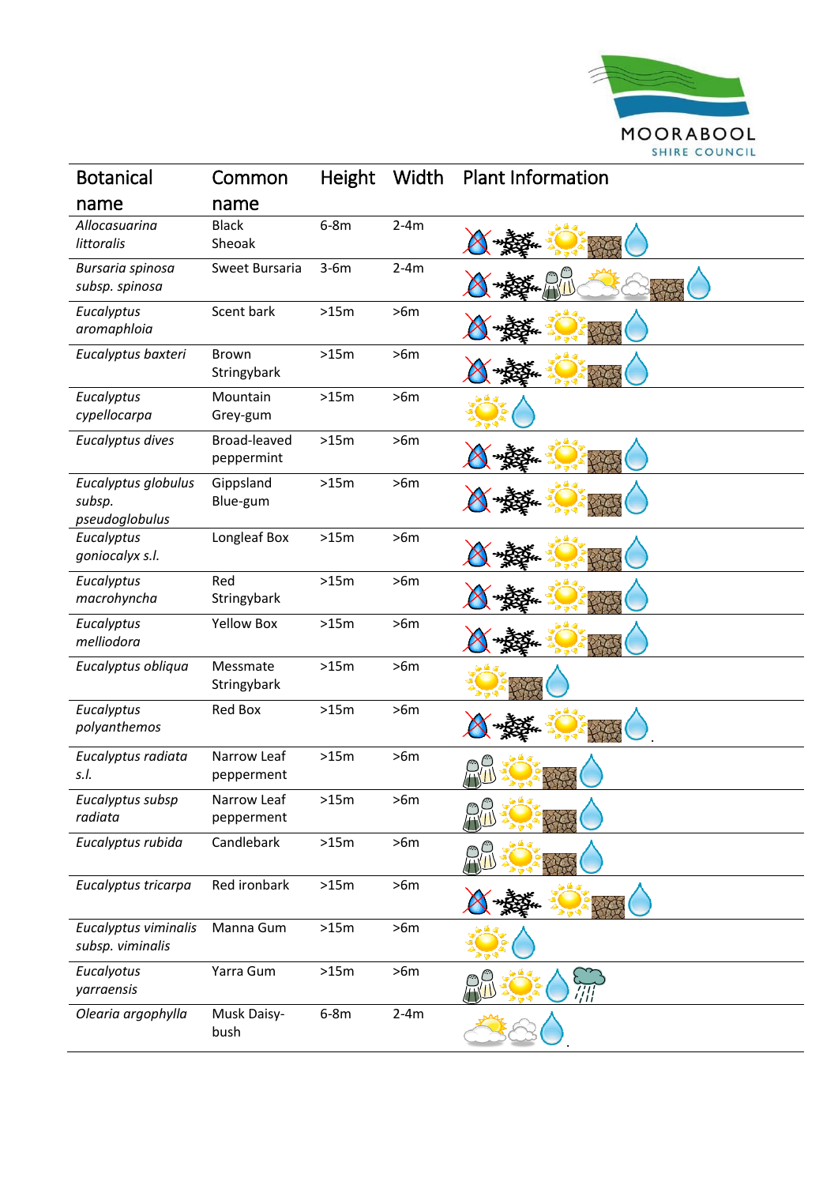| Botanical name | Common name | Height | Width | Plant Information |
|---|---|---|---|---|
| *Allocasuarina littoralis* | Black Sheoak | 6-8m | 2-4m | |
| *Bursaria spinosa subsp. spinosa* | Sweet Bursaria | 3-6m | 2-4m | |
| *Eucalyptus aromaphloia* | Scent bark | >15m | >6m | |
| *Eucalyptus baxteri* | Brown Stringybark | >15m | >6m | |
| *Eucalyptus cypellocarpa* | Mountain Grey-gum | >15m | >6m | |
| *Eucalyptus dives* | Broad-leaved peppermint | >15m | >6m | |
| *Eucalyptus globulus subsp. pseudoglobulus* | Gippsland Blue-gum | >15m | >6m | |
| *Eucalyptus goniocalyx s.l.* | Longleaf Box | >15m | >6m | |
| *Eucalyptus macrhyncha* | Red Stringybark | >15m | >6m | |
| *Eucalyptus melliodora* | Yellow Box | >15m | >6m | |
| *Eucalyptus obliqua* | Messmate Stringybark | >15m | >6m | |
| *Eucalyptus polyanthemos* | Red Box | >15m | >6m | |
| *Eucalyptus radiata s.l.* | Narrow Leaf pepperment | >15m | >6m | |
| *Eucalyptus subsp radiata* | Narrow Leaf pepperment | >15m | >6m | |
| *Eucalyptus rubida* | Candlebark | >15m | >6m | |
| *Eucalyptus tricarpa* | Red ironbark | >15m | >6m | |
| *Eucalyptus viminalis subsp. viminalis* | Manna Gum | >15m | >6m | |
| *Eucalyotus yarraensis* | Yarra Gum | >15m | >6m | |
| *Olearia argophylla* | Musk Daisy-bush | 6-8m | 2-4m | |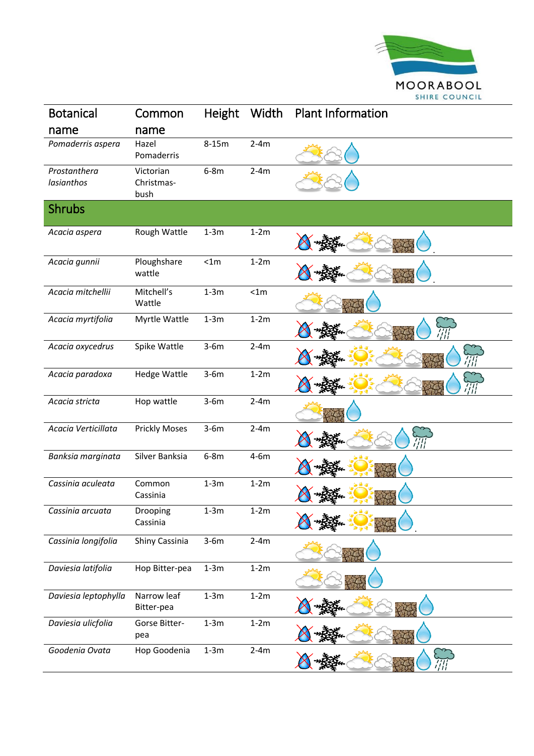| Botanical name | Common name | Height | Width | Plant Information |
|---|---|---|---|---|
| *Pomaderris aspera* | Hazel Pomaderris | 8-15m | 2-4m | |
| *Prostanthera lasianthos* | Victorian Christmas-bush | 6-8m | 2-4m | |
| **Shrubs** | | | | |
| *Acacia aspera* | Rough Wattle | 1-3m | 1-2m | |
| *Acacia gunnii* | Ploughshare wattle | <1m | 1-2m | |
| *Acacia mitchellii* | Mitchell's Wattle | 1-3m | <1m | |
| *Acacia myrtifolia* | Myrtle Wattle | 1-3m | 1-2m | |
| *Acacia oxycedrus* | Spike Wattle | 3-6m | 2-4m | |
| *Acacia paradoxa* | Hedge Wattle | 3-6m | 1-2m | |
| *Acacia stricta* | Hop wattle | 3-6m | 2-4m | |
| *Acacia Verticillata* | Prickly Moses | 3-6m | 2-4m | |
| *Banksia marginata* | Silver Banksia | 6-8m | 4-6m | |
| *Cassinia aculeata* | Common Cassinia | 1-3m | 1-2m | |
| *Cassinia arcuata* | Drooping Cassinia | 1-3m | 1-2m | |
| *Cassinia longifolia* | Shiny Cassinia | 3-6m | 2-4m | |
| *Daviesia latifolia* | Hop Bitter-pea | 1-3m | 1-2m | |
| *Daviesia leptophylla* | Narrow leaf Bitter-pea | 1-3m | 1-2m | |
| *Daviesia ulicfolia* | Gorse Bitter-pea | 1-3m | 1-2m | |
| *Goodenia Ovata* | Hop Goodenia | 1-3m | 2-4m | |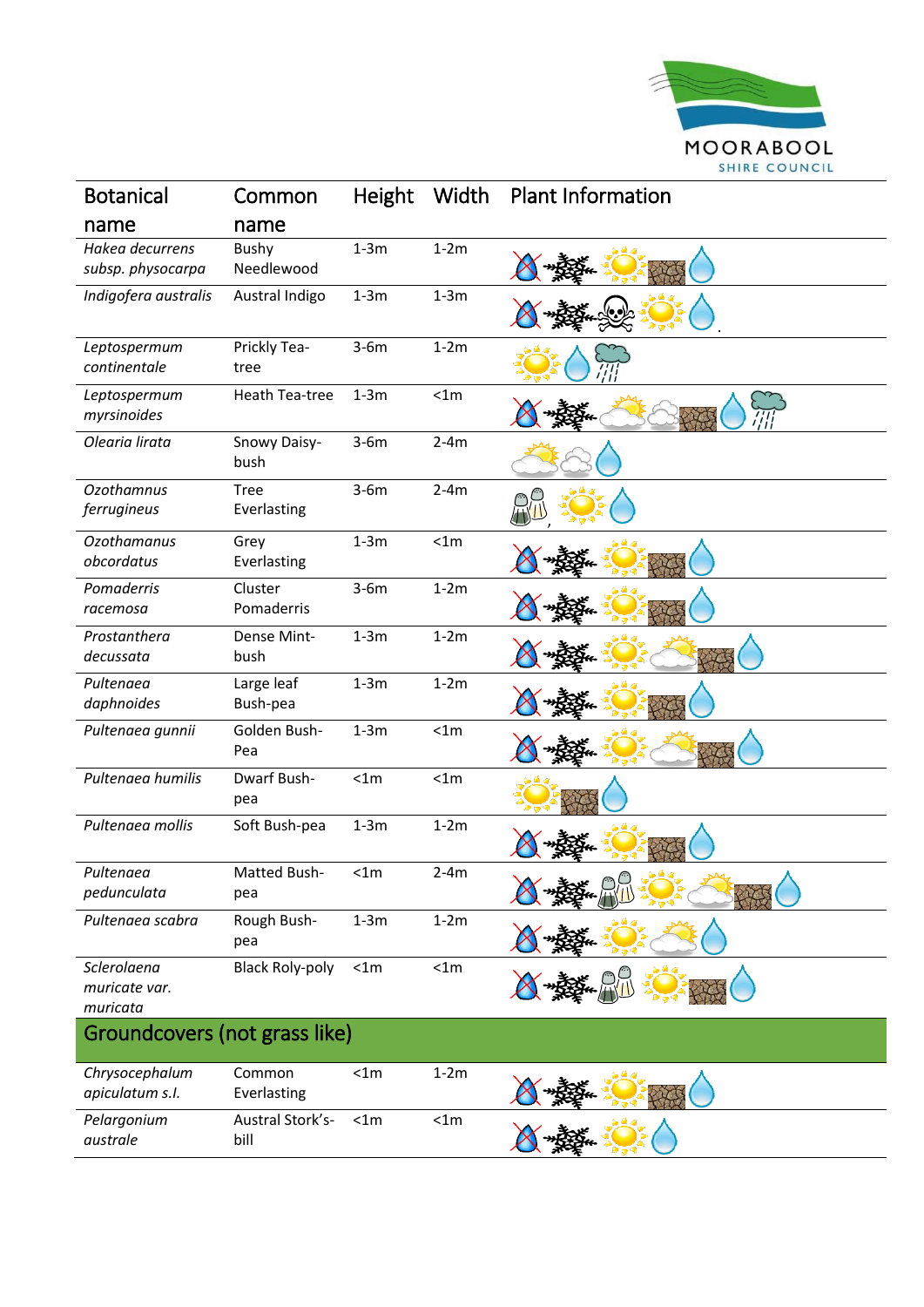| Botanical name | Common name | Height | Width | Plant Information |
|---|---|---|---|---|
| *Hakea decurrens subsp. physocarpa* | Bushy Needlewood | 1-3m | 1-2m | |
| *Indigofera australis* | Austral Indigo | 1-3m | 1-3m | |
| *Leptospermum continentale* | Prickly Tea-tree | 3-6m | 1-2m | |
| *Leptospermum myrsinoides* | Heath Tea-tree | 1-3m | <1m | |
| *Olearia lirata* | Snowy Daisy-bush | 3-6m | 2-4m | |
| *Ozothamnus ferrugineus* | Tree Everlasting | 3-6m | 2-4m | |
| *Ozothamanus obcordatus* | Grey Everlasting | 1-3m | <1m | |
| *Pomaderris racemosa* | Cluster Pomaderris | 3-6m | 1-2m | |
| *Prostanthera decussata* | Dense Mint-bush | 1-3m | 1-2m | |
| *Pultenaea daphnoides* | Large leaf Bush-pea | 1-3m | 1-2m | |
| *Pultenaea gunnii* | Golden Bush-Pea | 1-3m | <1m | |
| *Pultenaea humilis* | Dwarf Bush-pea | <1m | <1m | |
| *Pultenaea mollis* | Soft Bush-pea | 1-3m | 1-2m | |
| *Pultenaea pedunculata* | Matted Bush-pea | <1m | 2-4m | |
| *Pultenaea scabra* | Rough Bush-pea | 1-3m | 1-2m | |
| *Sclerolaena muricate var. muricata* | Black Roly-poly | <1m | <1m | |
| **Groundcovers (not grass like)** | | | | |
| *Chrysocephalum apiculatum s.l.* | Common Everlasting | <1m | 1-2m | |
| *Pelargonium australe* | Austral Stork's-bill | <1m | <1m | |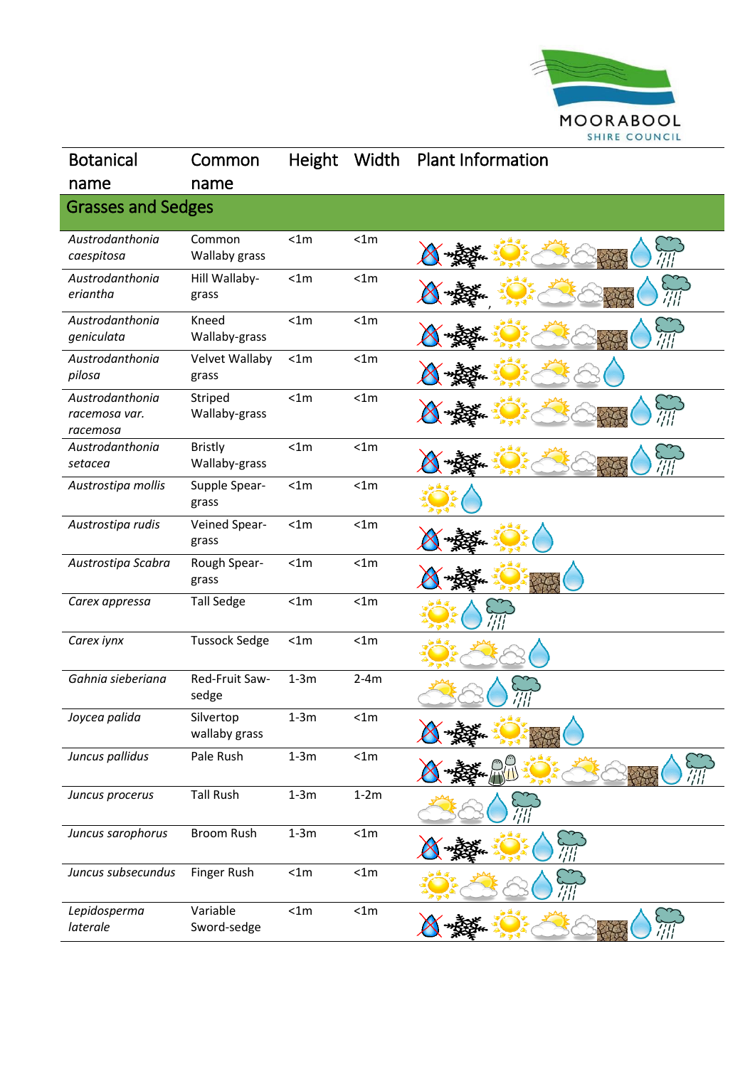| Botanical name | Common name | Height | Width | Plant Information |
|---|---|---|---|---|
| **Grasses and Sedges** | | | | |
| *Austrodanthonia caespitosa* | Common Wallaby grass | <1m | <1m | |
| *Austrodanthonia eriantha* | Hill Wallaby-grass | <1m | <1m | |
| *Austrodanthonia geniculata* | Kneed Wallaby-grass | <1m | <1m | |
| *Austrodanthonia pilosa* | Velvet Wallaby grass | <1m | <1m | |
| *Austrodanthonia racemosa var. racemosa* | Striped Wallaby-grass | <1m | <1m | |
| *Austrodanthonia setacea* | Bristly Wallaby-grass | <1m | <1m | |
| *Austrostipa mollis* | Supple Spear-grass | <1m | <1m | |
| *Austrostipa rudis* | Veined Spear-grass | <1m | <1m | |
| *Austrostipa Scabra* | Rough Spear-grass | <1m | <1m | |
| *Carex appressa* | Tall Sedge | <1m | <1m | |
| *Carex iynx* | Tussock Sedge | <1m | <1m | |
| *Gahnia sieberiana* | Red-Fruit Saw-sedge | 1-3m | 2-4m | |
| *Joycea palida* | Silvertop wallaby grass | 1-3m | <1m | |
| *Juncus pallidus* | Pale Rush | 1-3m | <1m | |
| *Juncus procerus* | Tall Rush | 1-3m | 1-2m | |
| *Juncus sarophorus* | Broom Rush | 1-3m | <1m | |
| *Juncus subsecundus* | Finger Rush | <1m | <1m | |
| *Lepidosperma laterale* | Variable Sword-sedge | <1m | <1m | |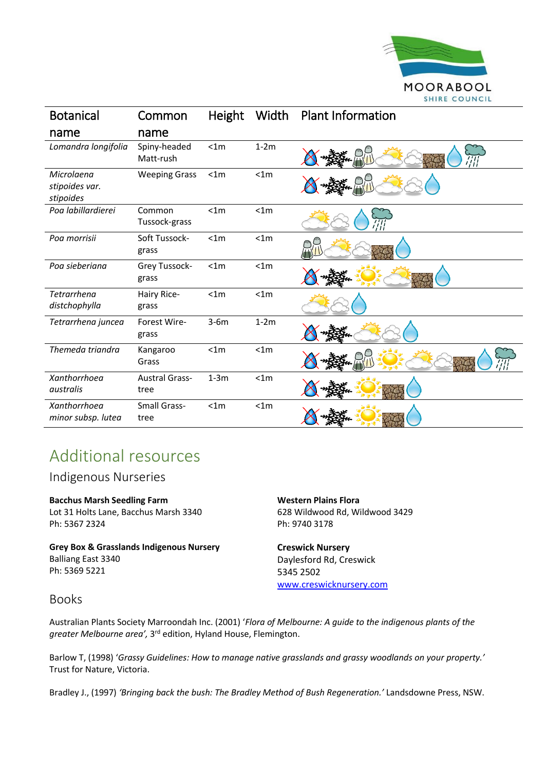| Botanical name | Common name | Height | Width | Plant Information |
|---|---|---|---|---|
| *Lomandra longifolia* | Spiny-headed Matt-rush | <1m | 1-2m | |
| *Microlaena stipoides var. stipoides* | Weeping Grass | <1m | <1m | |
| *Poa labillardierei* | Common Tussock-grass | <1m | <1m | |
| *Poa morrisii* | Soft Tussock-grass | <1m | <1m | |
| *Poa sieberiana* | Grey Tussock-grass | <1m | <1m | |
| *Tetrarrhena distchophylla* | Hairy Rice-grass | <1m | <1m | |
| *Tetrarrhena juncea* | Forest Wire-grass | 3-6m | 1-2m | |
| *Themeda triandra* | Kangaroo Grass | <1m | <1m | |
| *Xanthorrhoea australis* | Austral Grass-tree | 1-3m | <1m | |
| *Xanthorrhoea minor subsp. lutea* | Small Grass-tree | <1m | <1m | |

# Additional resources

## Indigenous Nurseries

**Bacchus Marsh Seedling Farm**
Lot 31 Holts Lane, Bacchus Marsh 3340
Ph: 5367 2324

**Grey Box & Grasslands Indigenous Nursery**
Balliang East 3340
Ph: 5369 5221

**Western Plains Flora**
628 Wildwood Rd, Wildwood 3429
Ph: 9740 3178

**Creswick Nursery**
Daylesford Rd, Creswick
5345 2502
www.creswicknursery.com

## Books

Australian Plants Society Marroondah Inc. (2001) '*Flora of Melbourne: A guide to the indigenous plants of the greater Melbourne area',* 3rd edition, Hyland House, Flemington.

Barlow T, (1998) '*Grassy Guidelines: How to manage native grasslands and grassy woodlands on your property.'* Trust for Nature, Victoria.

Bradley J., (1997) *'Bringing back the bush: The Bradley Method of Bush Regeneration.'* Landsdowne Press, NSW.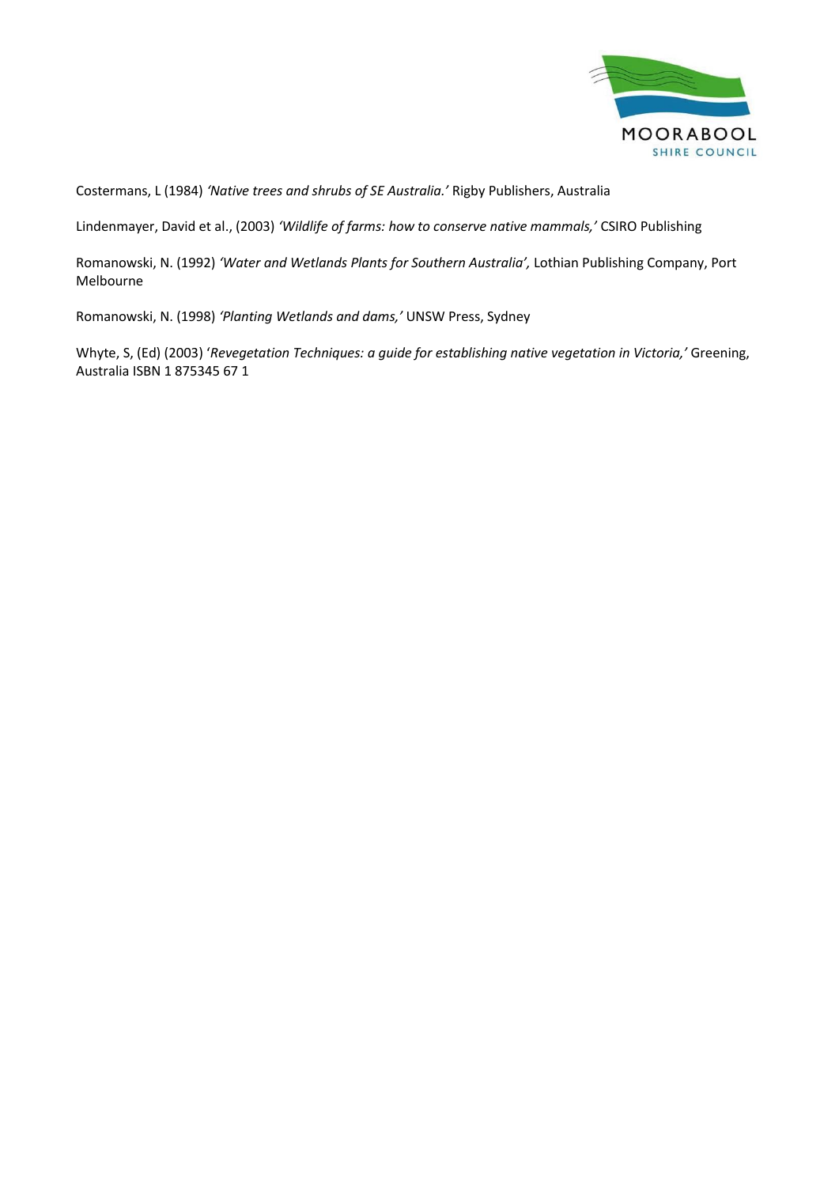Costermans, L (1984) *'Native trees and shrubs of SE Australia.'* Rigby Publishers, Australia

Lindenmayer, David et al., (2003) *'Wildlife of farms: how to conserve native mammals,'* CSIRO Publishing

Romanowski, N. (1992) *'Water and Wetlands Plants for Southern Australia',* Lothian Publishing Company, Port Melbourne

Romanowski, N. (1998) *'Planting Wetlands and dams,'* UNSW Press, Sydney

Whyte, S, (Ed) (2003) '*Revegetation Techniques: a guide for establishing native vegetation in Victoria,'* Greening, Australia ISBN 1 875345 67 1